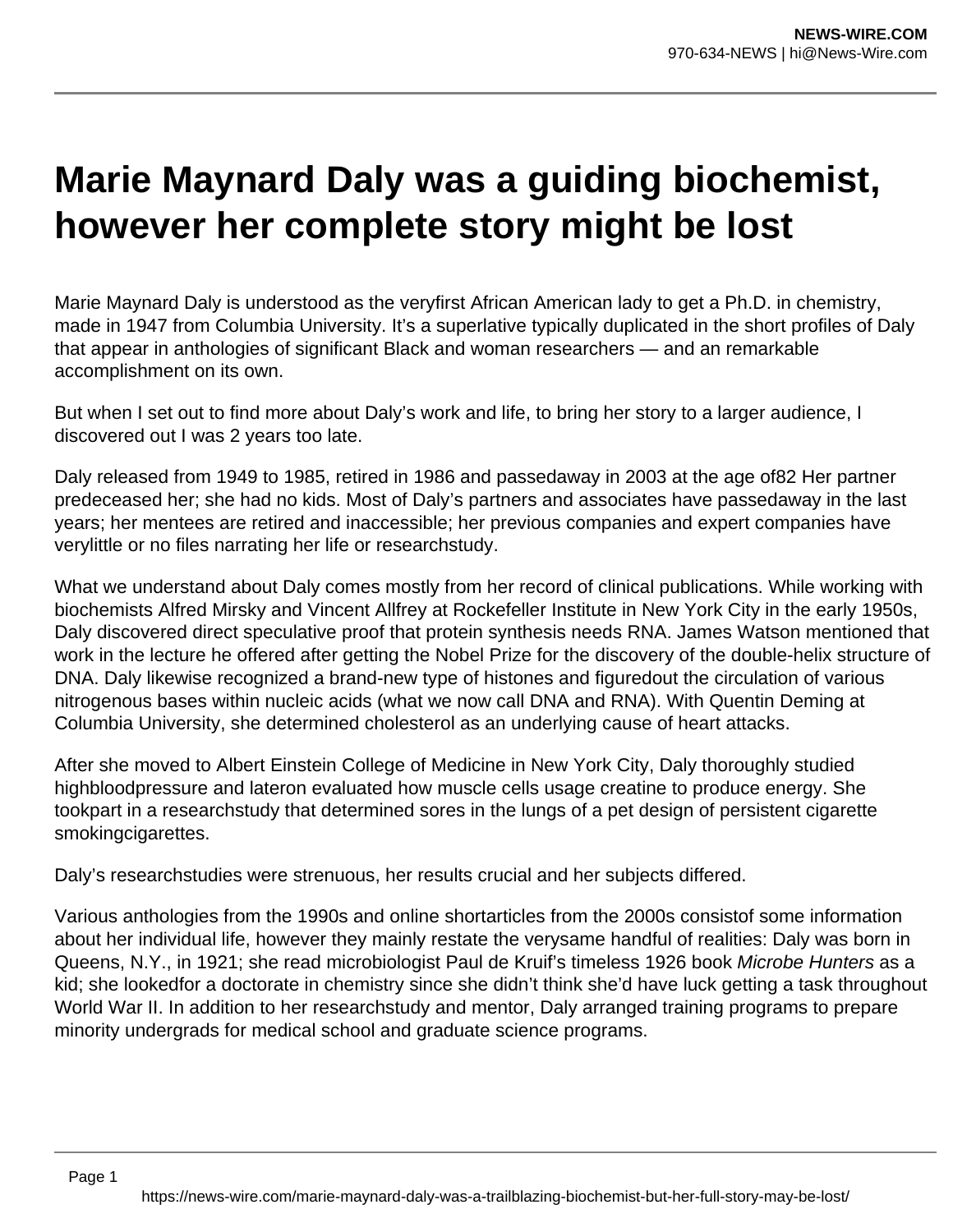# Marie Maynard Daly was a guiding biochemist, however her complete story might be lost

Marie Maynard Daly is understood as the veryfirst African American lady to get a Ph.D. in chemistry, made in 1947 from Columbia University. It's a superlative typically duplicated in the short profiles of Daly that appear in anthologies of significant Black and woman researchers — and an remarkable accomplishment on its own.

But when I set out to find more about Daly's work and life, to bring her story to a larger audience, I discovered out I was 2 years too late.

Daly released from 1949 to 1985, retired in 1986 and passedaway in 2003 at the age of82 Her partner predeceased her; she had no kids. Most of Daly's partners and associates have passedaway in the last years; her mentees are retired and inaccessible; her previous companies and expert companies have verylittle or no files narrating her life or researchstudy.

What we understand about Daly comes mostly from her record of clinical publications. While working with biochemists Alfred Mirsky and Vincent Allfrey at Rockefeller Institute in New York City in the early 1950s, Daly discovered direct speculative proof that protein synthesis needs RNA. James Watson mentioned that work in the lecture he offered after getting the Nobel Prize for the discovery of the double-helix structure of DNA. Daly likewise recognized a brand-new type of histones and figuredout the circulation of various nitrogenous bases within nucleic acids (what we now call DNA and RNA). With Quentin Deming at Columbia University, she determined cholesterol as an underlying cause of heart attacks.

After she moved to Albert Einstein College of Medicine in New York City, Daly thoroughly studied highbloodpressure and lateron evaluated how muscle cells usage creatine to produce energy. She tookpart in a researchstudy that determined sores in the lungs of a pet design of persistent cigarette smokingcigarettes.

Daly's researchstudies were strenuous, her results crucial and her subjects differed.

Various anthologies from the 1990s and online shortarticles from the 2000s consistof some information about her individual life, however they mainly restate the verysame handful of realities: Daly was born in Queens, N.Y., in 1921; she read microbiologist Paul de Kruif's timeless 1926 book *Microbe Hunters* as a kid; she lookedfor a doctorate in chemistry since she didn't think she'd have luck getting a task throughout World War II. In addition to her researchstudy and mentor, Daly arranged training programs to prepare minority undergrads for medical school and graduate science programs.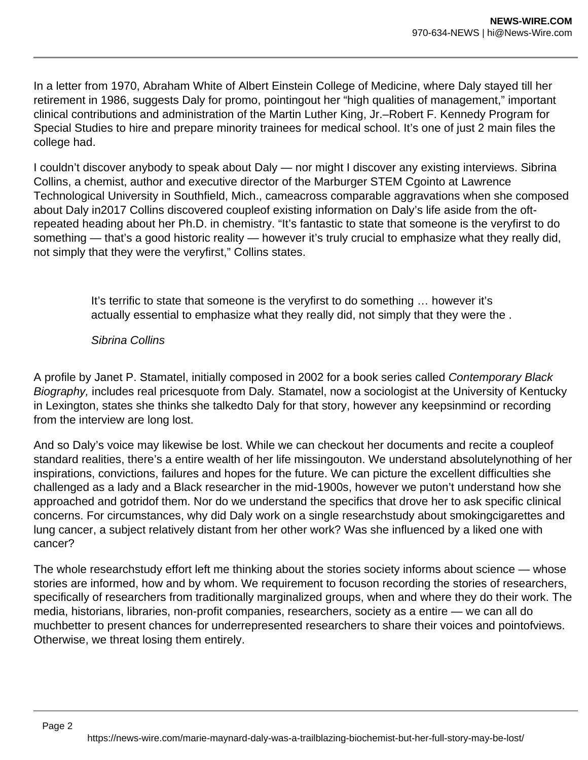In a letter from 1970, Abraham White of Albert Einstein College of Medicine, where Daly stayed till her retirement in 1986, suggests Daly for promo, pointingout her "high qualities of management," important clinical contributions and administration of the Martin Luther King, Jr.–Robert F. Kennedy Program for Special Studies to hire and prepare minority trainees for medical school. It's one of just 2 main files the college had.

I couldn't discover anybody to speak about Daly — nor might I discover any existing interviews. Sibrina Collins, a chemist, author and executive director of the Marburger STEM Cgointo at Lawrence Technological University in Southfield, Mich., cameacross comparable aggravations when she composed about Daly in2017 Collins discovered coupleof existing information on Daly's life aside from the oft-repeated heading about her Ph.D. in chemistry. "It's fantastic to state that someone is the veryfirst to do something — that's a good historic reality — however it's truly crucial to emphasize what they really did, not simply that they were the veryfirst," Collins states.

> It's terrific to state that someone is the veryfirst to do something … however it's actually essential to emphasize what they really did, not simply that they were the .
>
> *Sibrina Collins*

A profile by Janet P. Stamatel, initially composed in 2002 for a book series called *Contemporary Black Biography,* includes real pricesquote from Daly. Stamatel, now a sociologist at the University of Kentucky in Lexington, states she thinks she talkedto Daly for that story, however any keepsinmind or recording from the interview are long lost.

And so Daly's voice may likewise be lost. While we can checkout her documents and recite a coupleof standard realities, there's a entire wealth of her life missingouton. We understand absolutelynothing of her inspirations, convictions, failures and hopes for the future. We can picture the excellent difficulties she challenged as a lady and a Black researcher in the mid-1900s, however we puton't understand how she approached and gotridof them. Nor do we understand the specifics that drove her to ask specific clinical concerns. For circumstances, why did Daly work on a single researchstudy about smokingcigarettes and lung cancer, a subject relatively distant from her other work? Was she influenced by a liked one with cancer?

The whole researchstudy effort left me thinking about the stories society informs about science — whose stories are informed, how and by whom. We requirement to focuson recording the stories of researchers, specifically of researchers from traditionally marginalized groups, when and where they do their work. The media, historians, libraries, non-profit companies, researchers, society as a entire — we can all do muchbetter to present chances for underrepresented researchers to share their voices and pointofviews. Otherwise, we threat losing them entirely.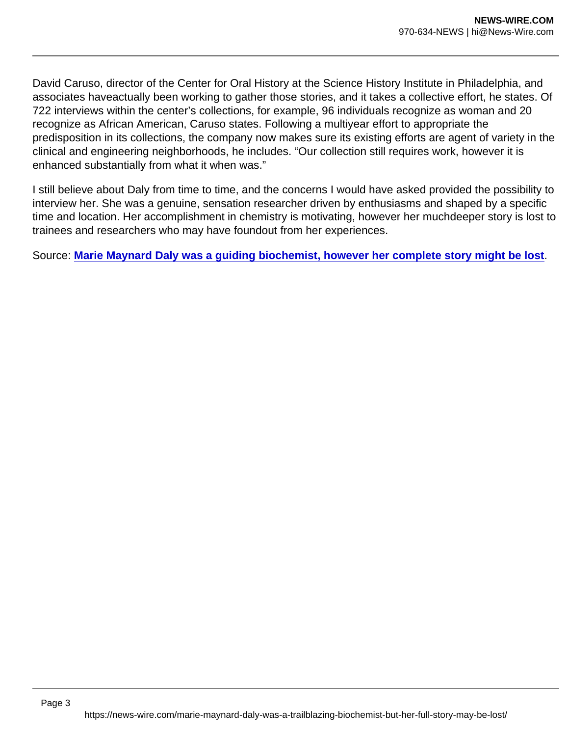David Caruso, director of the Center for Oral History at the Science History Institute in Philadelphia, and associates haveactually been working to gather those stories, and it takes a collective effort, he states. Of 722 interviews within the center's collections, for example, 96 individuals recognize as woman and 20 recognize as African American, Caruso states. Following a multiyear effort to appropriate the predisposition in its collections, the company now makes sure its existing efforts are agent of variety in the clinical and engineering neighborhoods, he includes. "Our collection still requires work, however it is enhanced substantially from what it when was."

I still believe about Daly from time to time, and the concerns I would have asked provided the possibility to interview her. She was a genuine, sensation researcher driven by enthusiasms and shaped by a specific time and location. Her accomplishment in chemistry is motivating, however her muchdeeper story is lost to trainees and researchers who may have foundout from her experiences.

Source: **[Marie Maynard Daly was a guiding biochemist, however her complete story might be lost](https://news-wire.com/marie-maynard-daly-was-a-trailblazing-biochemist-but-her-full-story-may-be-lost/)**.